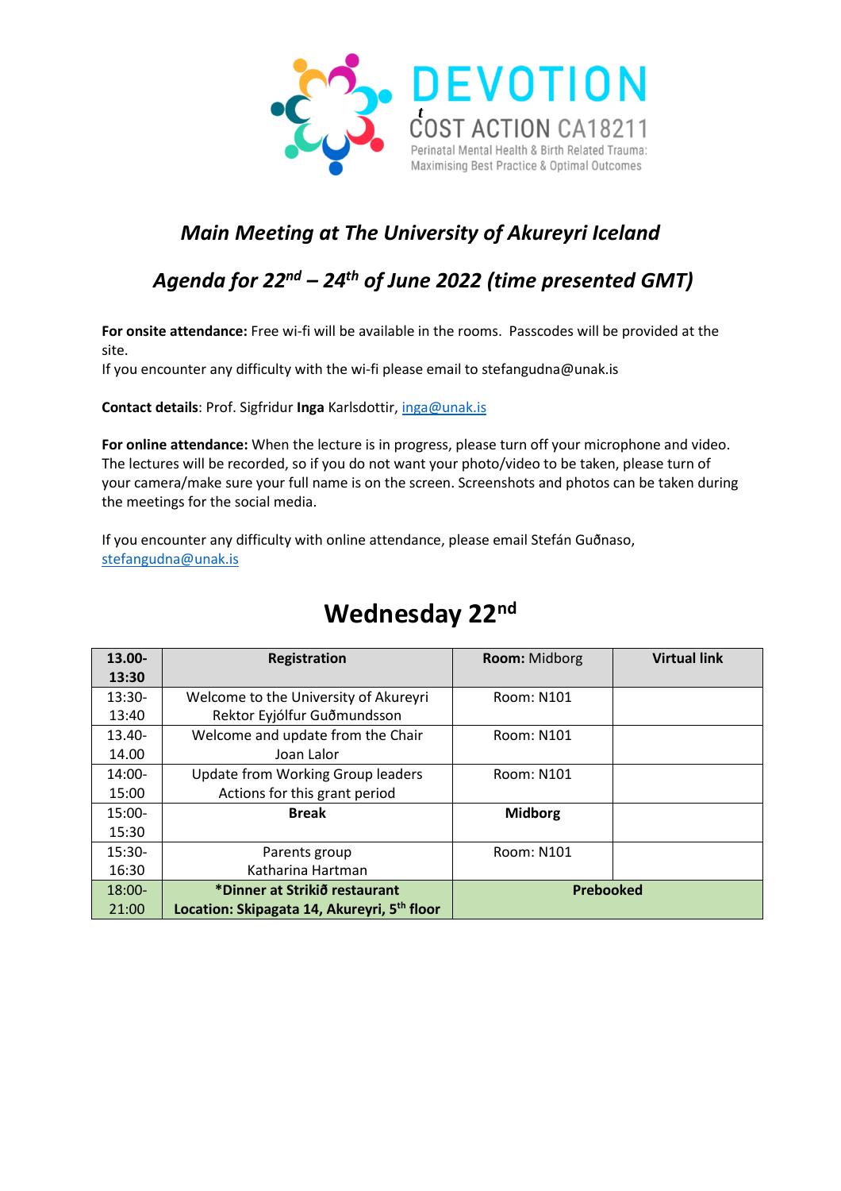DEVOTION

COST ACTION CA18211

Perinatal Mental Health & Birth Related Trauma: Maximising Best Practice & Optimal Outcomes

## *Main Meeting at The University of Akureyri Iceland*

## *Agenda for 22nd – 24th of June 2022 (time presented GMT)*

**For onsite attendance:** Free wi-fi will be available in the rooms. Passcodes will be provided at the site.
If you encounter any difficulty with the wi-fi please email to stefangudna@unak.is

**Contact details**: Prof. Sigfridur **Inga** Karlsdottir, inga@unak.is

**For online attendance:** When the lecture is in progress, please turn off your microphone and video. The lectures will be recorded, so if you do not want your photo/video to be taken, please turn of your camera/make sure your full name is on the screen. Screenshots and photos can be taken during the meetings for the social media.

If you encounter any difficulty with online attendance, please email Stefán Guðnaso, stefangudna@unak.is

# Wednesday 22nd

| **13.00-13:30** | **Registration** | **Room:** Midborg | **Virtual link** |
|---|---|---|---|
| 13:30-13:40 | Welcome to the University of Akureyri<br>Rektor Eyjólfur Guðmundsson | Room: N101 | |
| 13.40-14.00 | Welcome and update from the Chair<br>Joan Lalor | Room: N101 | |
| 14:00-15:00 | Update from Working Group leaders<br>Actions for this grant period | Room: N101 | |
| 15:00-15:30 | **Break** | **Midborg** | |
| 15:30-16:30 | Parents group<br>Katharina Hartman | Room: N101 | |
| 18:00-21:00 | **\*Dinner at Strikið restaurant**<br>**Location: Skipagata 14, Akureyri, 5th floor** | **Prebooked** | |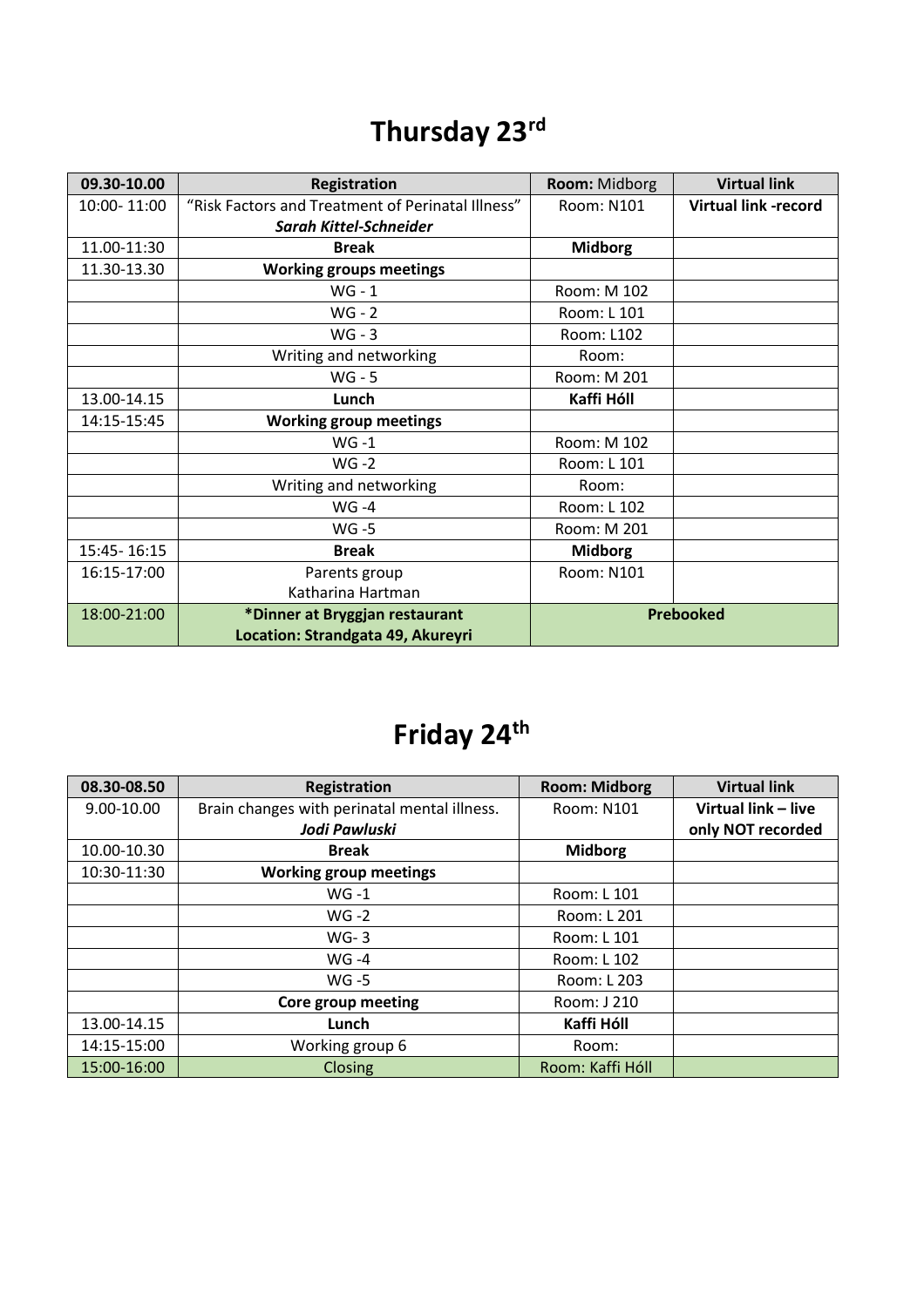# Thursday 23rd

| 09.30-10.00 | Registration | **Room:** Midborg | Virtual link |
|---|---|---|---|
| 10:00- 11:00 | "Risk Factors and Treatment of Perinatal Illness" ***Sarah Kittel-Schneider*** | Room: N101 | **Virtual link -record** |
| 11.00-11:30 | **Break** | **Midborg** | |
| 11.30-13.30 | **Working groups meetings** | | |
| | WG - 1 | Room: M 102 | |
| | WG - 2 | Room: L 101 | |
| | WG - 3 | Room: L102 | |
| | Writing and networking | Room: | |
| | WG - 5 | Room: M 201 | |
| 13.00-14.15 | **Lunch** | **Kaffi Hóll** | |
| 14:15-15:45 | **Working group meetings** | | |
| | WG -1 | Room: M 102 | |
| | WG -2 | Room: L 101 | |
| | Writing and networking | Room: | |
| | WG -4 | Room: L 102 | |
| | WG -5 | Room: M 201 | |
| 15:45- 16:15 | **Break** | **Midborg** | |
| 16:15-17:00 | Parents group Katharina Hartman | Room: N101 | |
| 18:00-21:00 | **\*Dinner at Bryggjan restaurant Location: Strandgata 49, Akureyri** | **Prebooked** | |

# Friday 24th

| 08.30-08.50 | Registration | Room: Midborg | Virtual link |
|---|---|---|---|
| 9.00-10.00 | Brain changes with perinatal mental illness. ***Jodi Pawluski*** | Room: N101 | **Virtual link – live only NOT recorded** |
| 10.00-10.30 | **Break** | **Midborg** | |
| 10:30-11:30 | **Working group meetings** | | |
| | WG -1 | Room: L 101 | |
| | WG -2 | Room: L 201 | |
| | WG- 3 | Room: L 101 | |
| | WG -4 | Room: L 102 | |
| | WG -5 | Room: L 203 | |
| | **Core group meeting** | Room: J 210 | |
| 13.00-14.15 | **Lunch** | **Kaffi Hóll** | |
| 14:15-15:00 | Working group 6 | Room: | |
| 15:00-16:00 | Closing | Room: Kaffi Hóll | |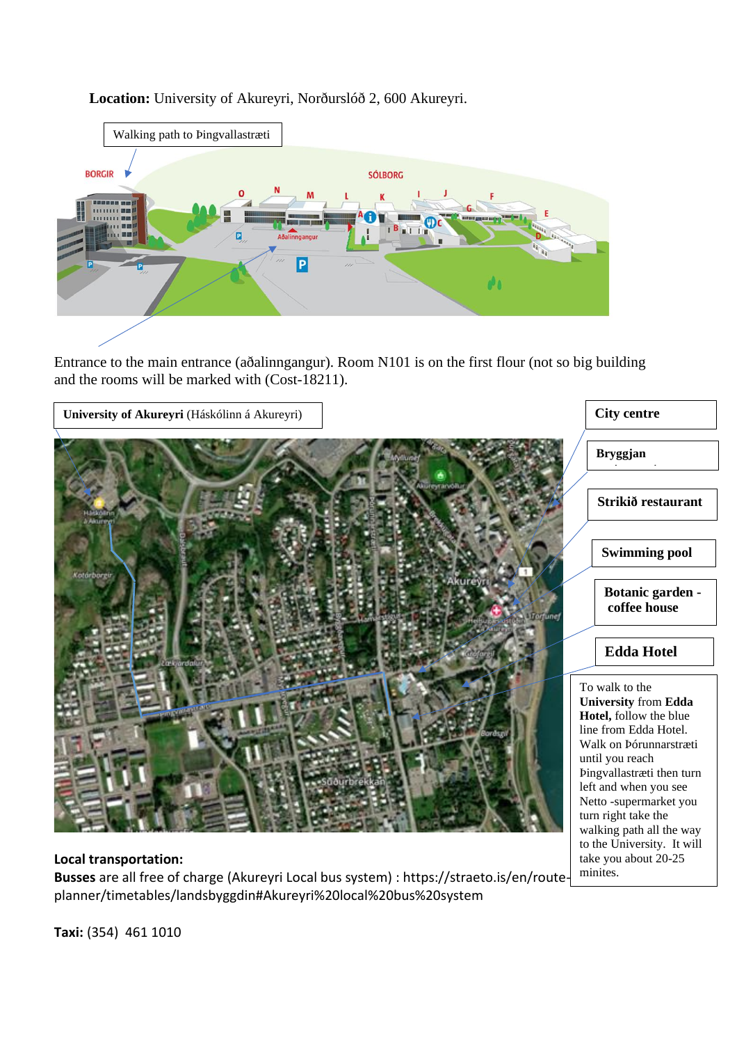**Location:** University of Akureyri, Norðurslóð 2, 600 Akureyri.

Walking path to Þingvallastræti

Entrance to the main entrance (aðalinngangur). Room N101 is on the first flour (not so big building and the rooms will be marked with (Cost-18211).

**University of Akureyri** (Háskólinn á Akureyri)

**City centre**

**Bryggjan**

**Strikið restaurant**

**Swimming pool**

**Botanic garden - coffee house**

**Edda Hotel**

To walk to the **University** from **Edda Hotel,** follow the blue line from Edda Hotel. Walk on Þórunnarstræti until you reach Þingvallastræti then turn left and when you see Netto -supermarket you turn right take the walking path all the way to the University. It will take you about 20-25 minites.

**Local transportation:**

**Busses** are all free of charge (Akureyri Local bus system) : https://straeto.is/en/route-planner/timetables/landsbyggdin#Akureyri%20local%20bus%20system

**Taxi:** (354) 461 1010